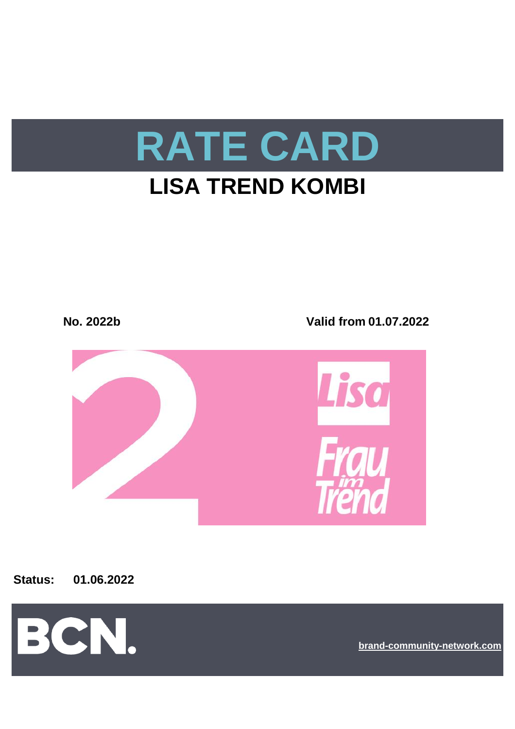# RATE CARD

## LISA TREND KOMBI

**No. 2022b** **Valid from 01.07.2022**

**Status: 01.06.2022**

brand-community-network.com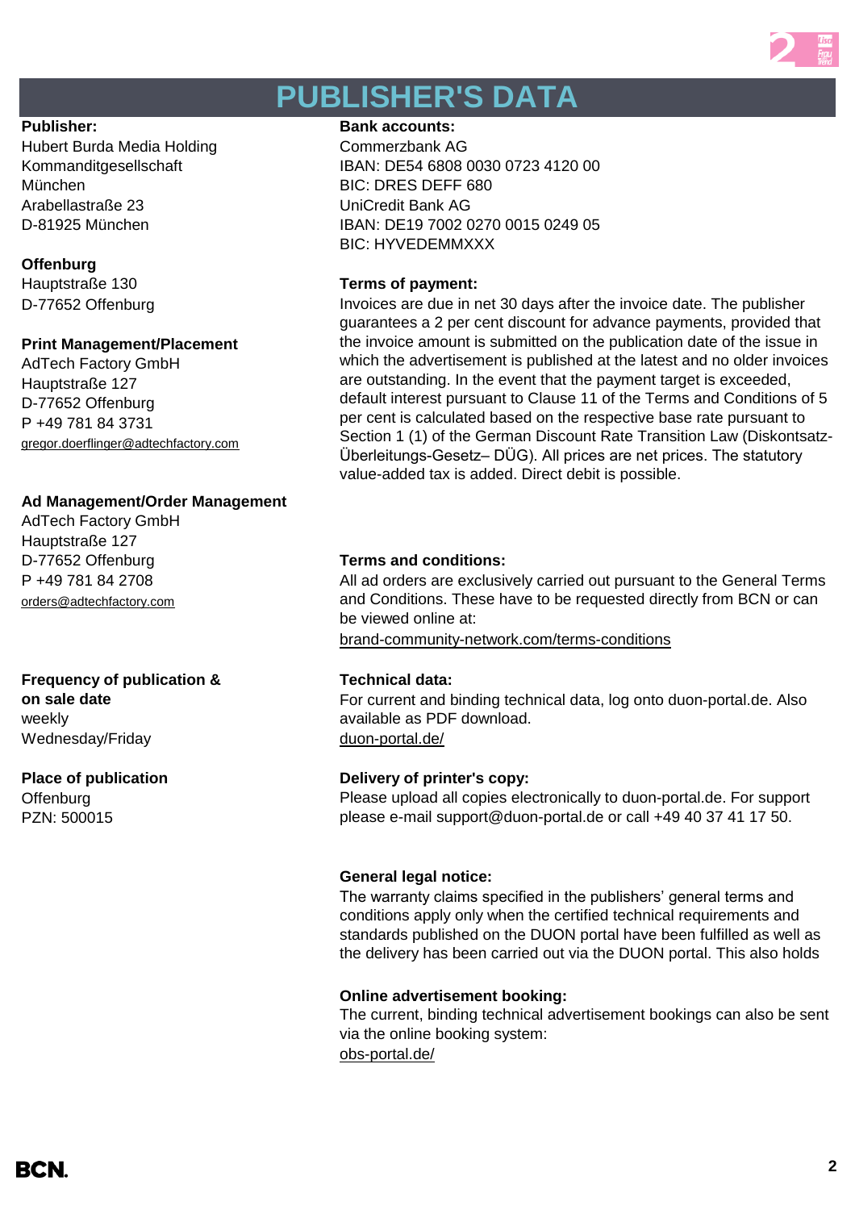# PUBLISHER'S DATA

**Publisher:**
Hubert Burda Media Holding
Kommanditgesellschaft
München
Arabellastraße 23
D-81925 München

**Offenburg**
Hauptstraße 130
D-77652 Offenburg

**Print Management/Placement**
AdTech Factory GmbH
Hauptstraße 127
D-77652 Offenburg
P +49 781 84 3731
gregor.doerflinger@adtechfactory.com

**Ad Management/Order Management**
AdTech Factory GmbH
Hauptstraße 127
D-77652 Offenburg
P +49 781 84 2708
orders@adtechfactory.com

**Frequency of publication & on sale date**
weekly
Wednesday/Friday

**Place of publication**
Offenburg
PZN: 500015

**Bank accounts:**
Commerzbank AG
IBAN: DE54 6808 0030 0723 4120 00
BIC: DRES DEFF 680
UniCredit Bank AG
IBAN: DE19 7002 0270 0015 0249 05
BIC: HYVEDEMMXXX

**Terms of payment:**
Invoices are due in net 30 days after the invoice date. The publisher guarantees a 2 per cent discount for advance payments, provided that the invoice amount is submitted on the publication date of the issue in which the advertisement is published at the latest and no older invoices are outstanding. In the event that the payment target is exceeded, default interest pursuant to Clause 11 of the Terms and Conditions of 5 per cent is calculated based on the respective base rate pursuant to Section 1 (1) of the German Discount Rate Transition Law (Diskontsatz-Überleitungs-Gesetz– DÜG). All prices are net prices. The statutory value-added tax is added. Direct debit is possible.

**Terms and conditions:**
All ad orders are exclusively carried out pursuant to the General Terms and Conditions. These have to be requested directly from BCN or can be viewed online at:
brand-community-network.com/terms-conditions

**Technical data:**
For current and binding technical data, log onto duon-portal.de. Also available as PDF download.
duon-portal.de/

**Delivery of printer's copy:**
Please upload all copies electronically to duon-portal.de. For support please e-mail support@duon-portal.de or call +49 40 37 41 17 50.

**General legal notice:**
The warranty claims specified in the publishers' general terms and conditions apply only when the certified technical requirements and standards published on the DUON portal have been fulfilled as well as the delivery has been carried out via the DUON portal. This also holds

**Online advertisement booking:**
The current, binding technical advertisement bookings can also be sent via the online booking system:
obs-portal.de/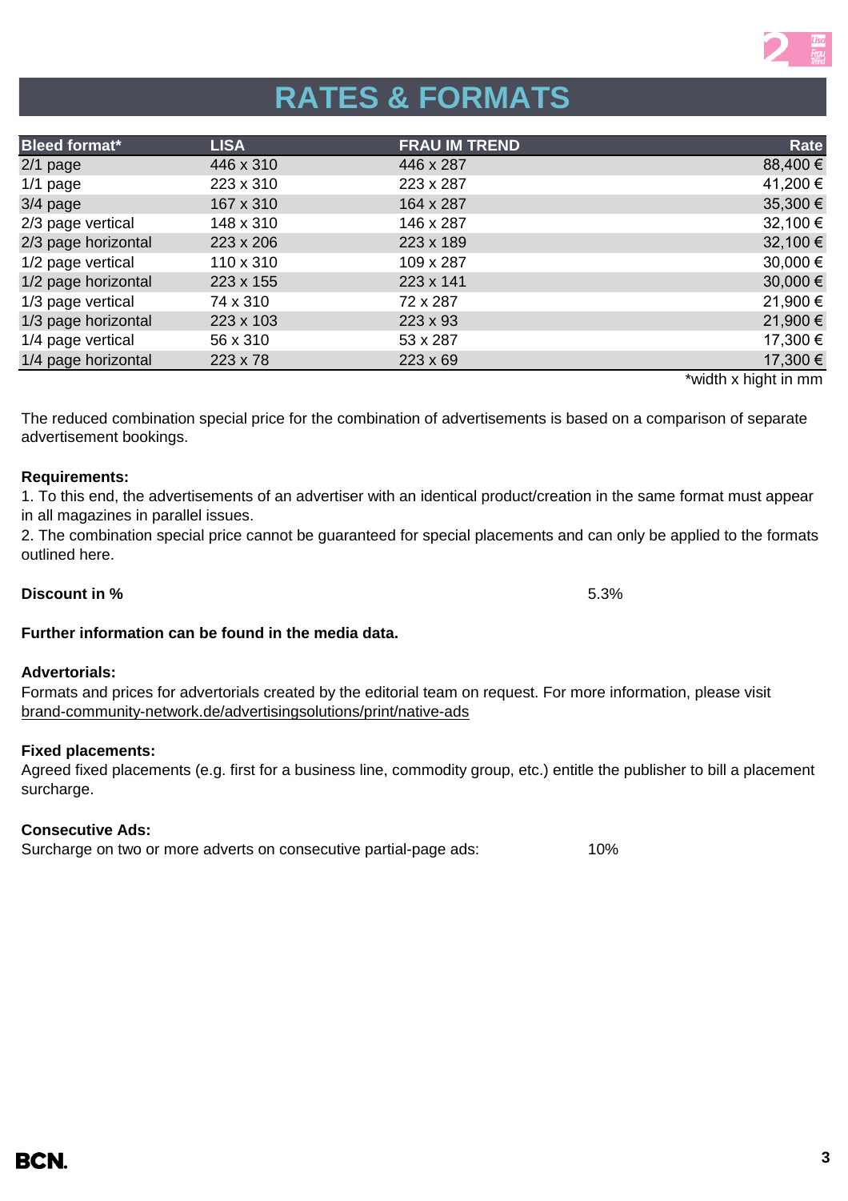# RATES & FORMATS

| Bleed format* | LISA | FRAU IM TREND | Rate |
|---|---|---|---|
| 2/1 page | 446 x 310 | 446 x 287 | 88,400 € |
| 1/1 page | 223 x 310 | 223 x 287 | 41,200 € |
| 3/4 page | 167 x 310 | 164 x 287 | 35,300 € |
| 2/3 page vertical | 148 x 310 | 146 x 287 | 32,100 € |
| 2/3 page horizontal | 223 x 206 | 223 x 189 | 32,100 € |
| 1/2 page vertical | 110 x 310 | 109 x 287 | 30,000 € |
| 1/2 page horizontal | 223 x 155 | 223 x 141 | 30,000 € |
| 1/3 page vertical | 74 x 310 | 72 x 287 | 21,900 € |
| 1/3 page horizontal | 223 x 103 | 223 x 93 | 21,900 € |
| 1/4 page vertical | 56 x 310 | 53 x 287 | 17,300 € |
| 1/4 page horizontal | 223 x 78 | 223 x 69 | 17,300 € |

*width x hight in mm

The reduced combination special price for the combination of advertisements is based on a comparison of separate advertisement bookings.

**Requirements:**
1. To this end, the advertisements of an advertiser with an identical product/creation in the same format must appear in all magazines in parallel issues.
2. The combination special price cannot be guaranteed for special placements and can only be applied to the formats outlined here.

**Discount in %** 5.3%

**Further information can be found in the media data.**

**Advertorials:**
Formats and prices for advertorials created by the editorial team on request. For more information, please visit brand-community-network.de/advertisingsolutions/print/native-ads

**Fixed placements:**
Agreed fixed placements (e.g. first for a business line, commodity group, etc.) entitle the publisher to bill a placement surcharge.

**Consecutive Ads:**
Surcharge on two or more adverts on consecutive partial-page ads: 10%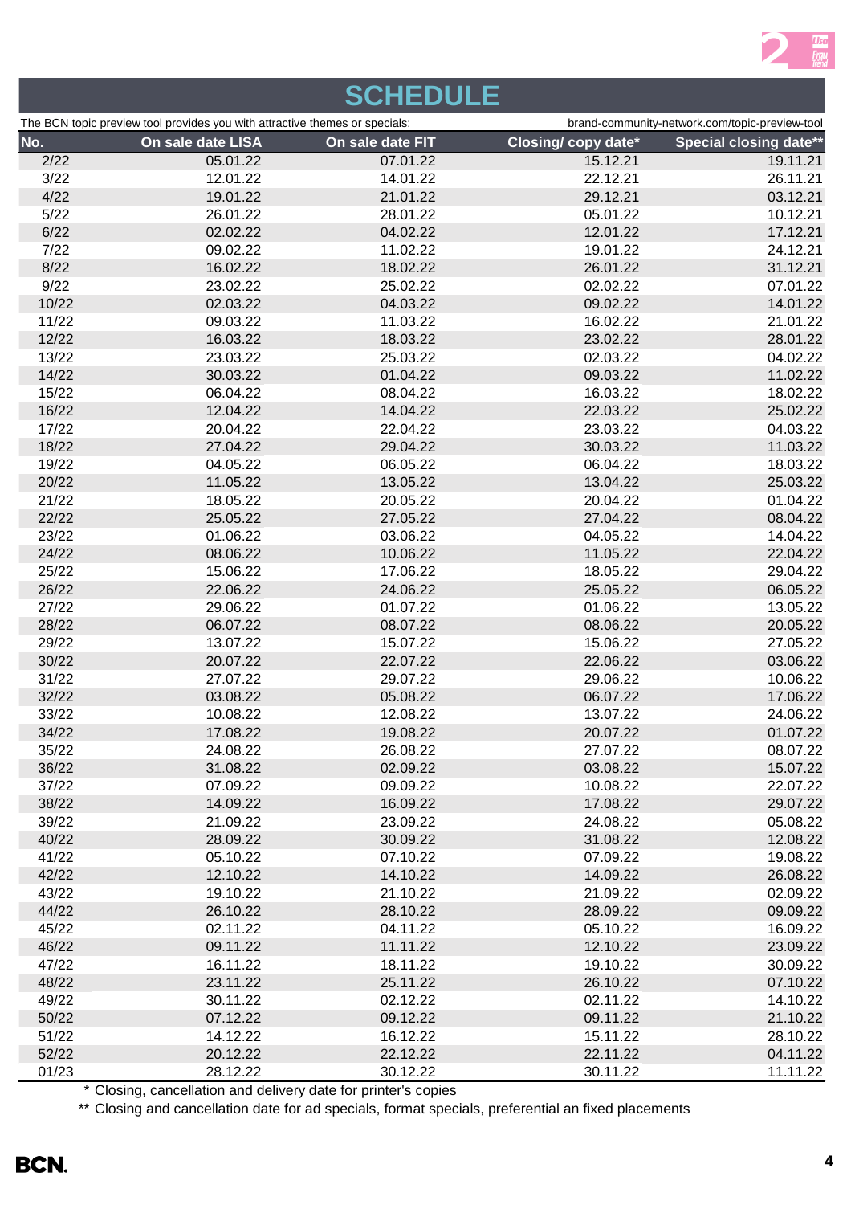# SCHEDULE

The BCN topic preview tool provides you with attractive themes or specials: brand-community-network.com/topic-preview-tool

| No. | On sale date LISA | On sale date FIT | Closing/ copy date* | Special closing date** |
|---|---|---|---|---|
| 2/22 | 05.01.22 | 07.01.22 | 15.12.21 | 19.11.21 |
| 3/22 | 12.01.22 | 14.01.22 | 22.12.21 | 26.11.21 |
| 4/22 | 19.01.22 | 21.01.22 | 29.12.21 | 03.12.21 |
| 5/22 | 26.01.22 | 28.01.22 | 05.01.22 | 10.12.21 |
| 6/22 | 02.02.22 | 04.02.22 | 12.01.22 | 17.12.21 |
| 7/22 | 09.02.22 | 11.02.22 | 19.01.22 | 24.12.21 |
| 8/22 | 16.02.22 | 18.02.22 | 26.01.22 | 31.12.21 |
| 9/22 | 23.02.22 | 25.02.22 | 02.02.22 | 07.01.22 |
| 10/22 | 02.03.22 | 04.03.22 | 09.02.22 | 14.01.22 |
| 11/22 | 09.03.22 | 11.03.22 | 16.02.22 | 21.01.22 |
| 12/22 | 16.03.22 | 18.03.22 | 23.02.22 | 28.01.22 |
| 13/22 | 23.03.22 | 25.03.22 | 02.03.22 | 04.02.22 |
| 14/22 | 30.03.22 | 01.04.22 | 09.03.22 | 11.02.22 |
| 15/22 | 06.04.22 | 08.04.22 | 16.03.22 | 18.02.22 |
| 16/22 | 12.04.22 | 14.04.22 | 22.03.22 | 25.02.22 |
| 17/22 | 20.04.22 | 22.04.22 | 23.03.22 | 04.03.22 |
| 18/22 | 27.04.22 | 29.04.22 | 30.03.22 | 11.03.22 |
| 19/22 | 04.05.22 | 06.05.22 | 06.04.22 | 18.03.22 |
| 20/22 | 11.05.22 | 13.05.22 | 13.04.22 | 25.03.22 |
| 21/22 | 18.05.22 | 20.05.22 | 20.04.22 | 01.04.22 |
| 22/22 | 25.05.22 | 27.05.22 | 27.04.22 | 08.04.22 |
| 23/22 | 01.06.22 | 03.06.22 | 04.05.22 | 14.04.22 |
| 24/22 | 08.06.22 | 10.06.22 | 11.05.22 | 22.04.22 |
| 25/22 | 15.06.22 | 17.06.22 | 18.05.22 | 29.04.22 |
| 26/22 | 22.06.22 | 24.06.22 | 25.05.22 | 06.05.22 |
| 27/22 | 29.06.22 | 01.07.22 | 01.06.22 | 13.05.22 |
| 28/22 | 06.07.22 | 08.07.22 | 08.06.22 | 20.05.22 |
| 29/22 | 13.07.22 | 15.07.22 | 15.06.22 | 27.05.22 |
| 30/22 | 20.07.22 | 22.07.22 | 22.06.22 | 03.06.22 |
| 31/22 | 27.07.22 | 29.07.22 | 29.06.22 | 10.06.22 |
| 32/22 | 03.08.22 | 05.08.22 | 06.07.22 | 17.06.22 |
| 33/22 | 10.08.22 | 12.08.22 | 13.07.22 | 24.06.22 |
| 34/22 | 17.08.22 | 19.08.22 | 20.07.22 | 01.07.22 |
| 35/22 | 24.08.22 | 26.08.22 | 27.07.22 | 08.07.22 |
| 36/22 | 31.08.22 | 02.09.22 | 03.08.22 | 15.07.22 |
| 37/22 | 07.09.22 | 09.09.22 | 10.08.22 | 22.07.22 |
| 38/22 | 14.09.22 | 16.09.22 | 17.08.22 | 29.07.22 |
| 39/22 | 21.09.22 | 23.09.22 | 24.08.22 | 05.08.22 |
| 40/22 | 28.09.22 | 30.09.22 | 31.08.22 | 12.08.22 |
| 41/22 | 05.10.22 | 07.10.22 | 07.09.22 | 19.08.22 |
| 42/22 | 12.10.22 | 14.10.22 | 14.09.22 | 26.08.22 |
| 43/22 | 19.10.22 | 21.10.22 | 21.09.22 | 02.09.22 |
| 44/22 | 26.10.22 | 28.10.22 | 28.09.22 | 09.09.22 |
| 45/22 | 02.11.22 | 04.11.22 | 05.10.22 | 16.09.22 |
| 46/22 | 09.11.22 | 11.11.22 | 12.10.22 | 23.09.22 |
| 47/22 | 16.11.22 | 18.11.22 | 19.10.22 | 30.09.22 |
| 48/22 | 23.11.22 | 25.11.22 | 26.10.22 | 07.10.22 |
| 49/22 | 30.11.22 | 02.12.22 | 02.11.22 | 14.10.22 |
| 50/22 | 07.12.22 | 09.12.22 | 09.11.22 | 21.10.22 |
| 51/22 | 14.12.22 | 16.12.22 | 15.11.22 | 28.10.22 |
| 52/22 | 20.12.22 | 22.12.22 | 22.11.22 | 04.11.22 |
| 01/23 | 28.12.22 | 30.12.22 | 30.11.22 | 11.11.22 |

\* Closing, cancellation and delivery date for printer's copies

** Closing and cancellation date for ad specials, format specials, preferential an fixed placements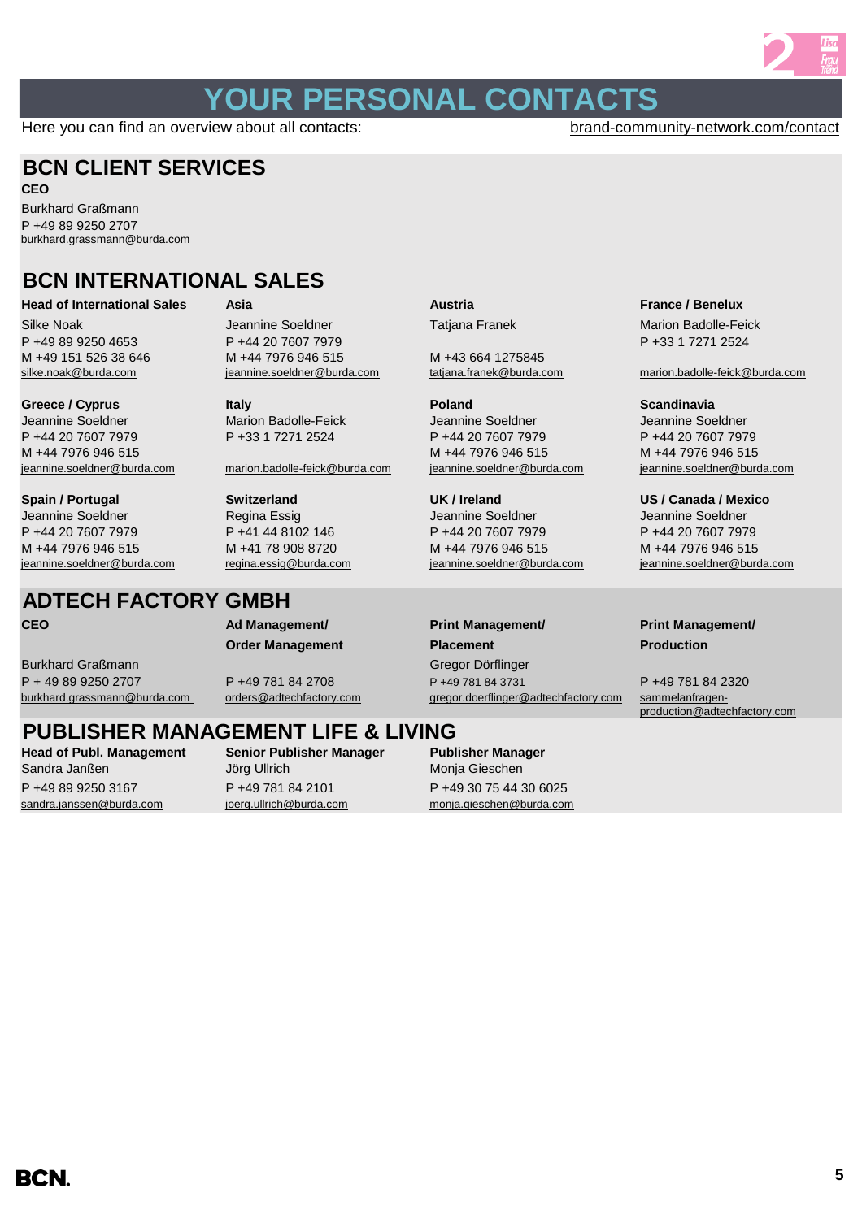# YOUR PERSONAL CONTACTS

Here you can find an overview about all contacts: brand-community-network.com/contact

## BCN CLIENT SERVICES

**CEO**

Burkhard Graßmann
P +49 89 9250 2707
burkhard.grassmann@burda.com

## BCN INTERNATIONAL SALES

| | | | |
|---|---|---|---|
| **Head of International Sales**<br>Silke Noak<br>P +49 89 9250 4653<br>M +49 151 526 38 646<br>silke.noak@burda.com | **Asia**<br>Jeannine Soeldner<br>P +44 20 7607 7979<br>M +44 7976 946 515<br>jeannine.soeldner@burda.com | **Austria**<br>Tatjana Franek<br>M +43 664 1275845<br>tatjana.franek@burda.com | **France / Benelux**<br>Marion Badolle-Feick<br>P +33 1 7271 2524<br>marion.badolle-feick@burda.com |
| **Greece / Cyprus**<br>Jeannine Soeldner<br>P +44 20 7607 7979<br>M +44 7976 946 515<br>jeannine.soeldner@burda.com | **Italy**<br>Marion Badolle-Feick<br>P +33 1 7271 2524<br>marion.badolle-feick@burda.com | **Poland**<br>Jeannine Soeldner<br>P +44 20 7607 7979<br>M +44 7976 946 515<br>jeannine.soeldner@burda.com | **Scandinavia**<br>Jeannine Soeldner<br>P +44 20 7607 7979<br>M +44 7976 946 515<br>jeannine.soeldner@burda.com |
| **Spain / Portugal**<br>Jeannine Soeldner<br>P +44 20 7607 7979<br>M +44 7976 946 515<br>jeannine.soeldner@burda.com | **Switzerland**<br>Regina Essig<br>P +41 44 8102 146<br>M +41 78 908 8720<br>regina.essig@burda.com | **UK / Ireland**<br>Jeannine Soeldner<br>P +44 20 7607 7979<br>M +44 7976 946 515<br>jeannine.soeldner@burda.com | **US / Canada / Mexico**<br>Jeannine Soeldner<br>P +44 20 7607 7979<br>M +44 7976 946 515<br>jeannine.soeldner@burda.com |

## ADTECH FACTORY GMBH

| | | | |
|---|---|---|---|
| **CEO**<br>Burkhard Graßmann<br>P + 49 89 9250 2707<br>burkhard.grassmann@burda.com | **Ad Management/ Order Management**<br>P +49 781 84 2708<br>orders@adtechfactory.com | **Print Management/ Placement**<br>Gregor Dörflinger<br>P +49 781 84 3731<br>gregor.doerflinger@adtechfactory.com | **Print Management/ Production**<br>P +49 781 84 2320<br>sammelanfragen-production@adtechfactory.com |

## PUBLISHER MANAGEMENT LIFE & LIVING

| | | |
|---|---|---|
| **Head of Publ. Management**<br>Sandra Janßen<br>P +49 89 9250 3167<br>sandra.janssen@burda.com | **Senior Publisher Manager**<br>Jörg Ullrich<br>P +49 781 84 2101<br>joerg.ullrich@burda.com | **Publisher Manager**<br>Monja Gieschen<br>P +49 30 75 44 30 6025<br>monja.gieschen@burda.com |